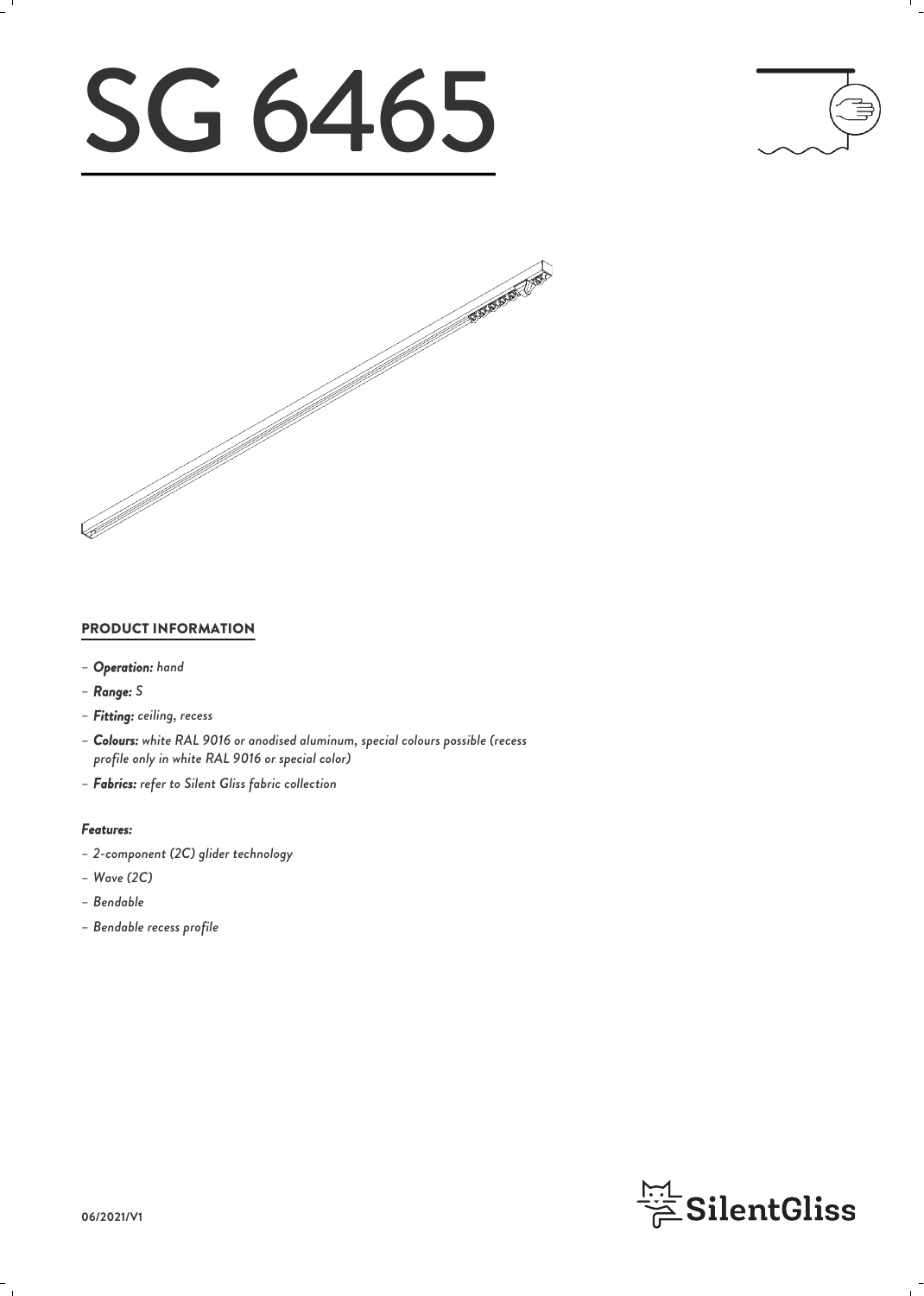# SG 6465

## PRODUCT INFORMATION

- ***Operation:*** *hand*
- ***Range:*** *S*
- ***Fitting:*** *ceiling, recess*
- ***Colours:*** *white RAL 9016 or anodised aluminum, special colours possible (recess profile only in white RAL 9016 or special color)*
- ***Fabrics:*** *refer to Silent Gliss fabric collection*

### *Features:*

- *2-component (2C) glider technology*
- *Wave (2C)*
- *Bendable*
- *Bendable recess profile*

06/2021/V1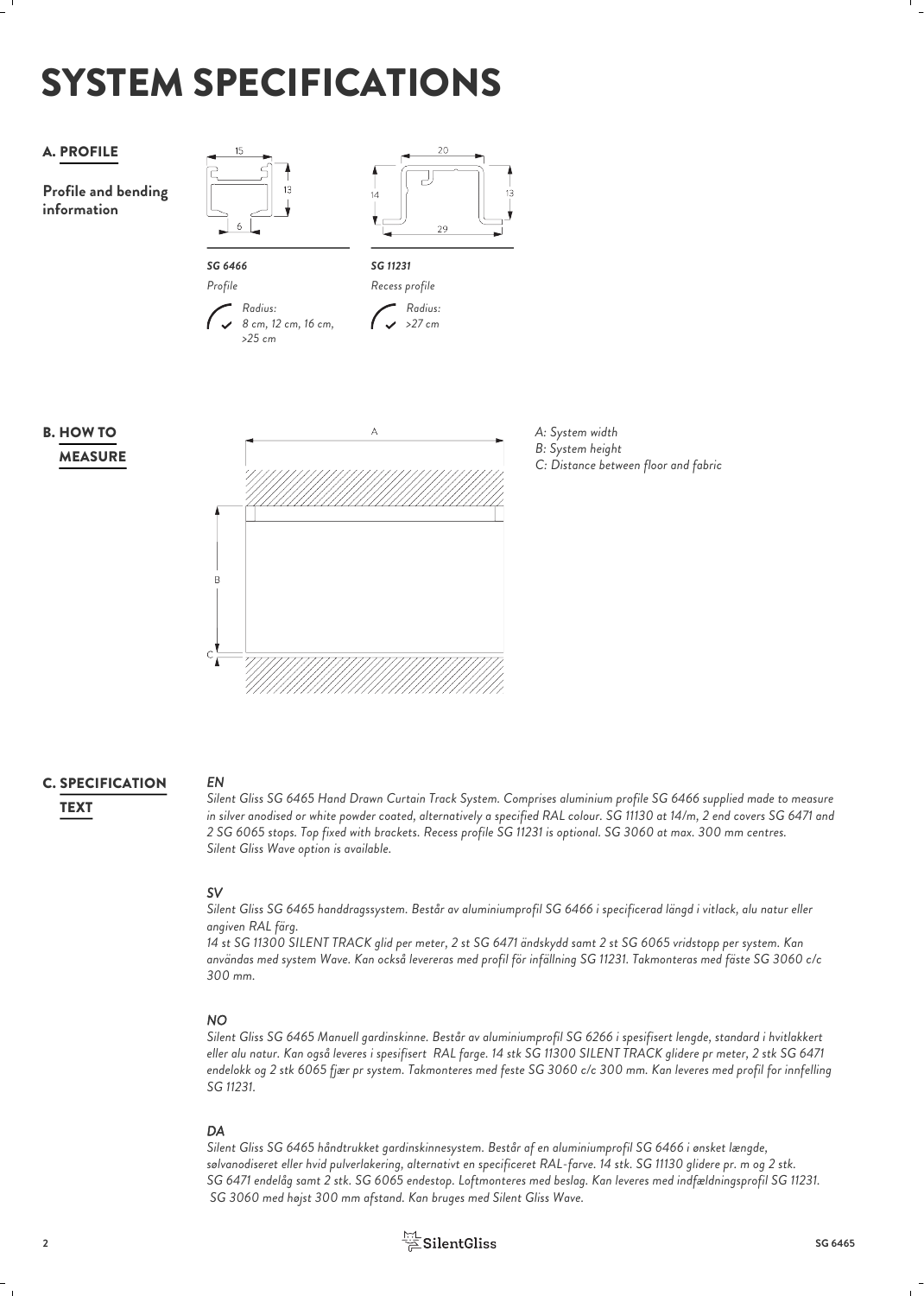# SYSTEM SPECIFICATIONS

## A. PROFILE

**Profile and bending information**

15

13

6

*SG 6466*

*Profile*

*Radius: 8 cm, 12 cm, 16 cm, >25 cm*

20

14

13

29

*SG 11231*

*Recess profile*

*Radius: >27 cm*

## B. HOW TO MEASURE

A

B

C

*A: System width*
*B: System height*
*C: Distance between floor and fabric*

## C. SPECIFICATION TEXT

***EN***

*Silent Gliss SG 6465 Hand Drawn Curtain Track System. Comprises aluminium profile SG 6466 supplied made to measure in silver anodised or white powder coated, alternatively a specified RAL colour. SG 11130 at 14/m, 2 end covers SG 6471 and 2 SG 6065 stops. Top fixed with brackets. Recess profile SG 11231 is optional. SG 3060 at max. 300 mm centres. Silent Gliss Wave option is available.*

***SV***

*Silent Gliss SG 6465 handdragssystem. Består av aluminiumprofil SG 6466 i specificerad längd i vitlack, alu natur eller angiven RAL färg.*
*14 st SG 11300 SILENT TRACK glid per meter, 2 st SG 6471 ändskydd samt 2 st SG 6065 vridstopp per system. Kan användas med system Wave. Kan också levereras med profil för infällning SG 11231. Takmonteras med fäste SG 3060 c/c 300 mm.*

***NO***

*Silent Gliss SG 6465 Manuell gardinskinne. Består av aluminiumprofil SG 6266 i spesifisert lengde, standard i hvitlakkert eller alu natur. Kan også leveres i spesifisert RAL farge. 14 stk SG 11300 SILENT TRACK glidere pr meter, 2 stk SG 6471 endelokk og 2 stk 6065 fjær pr system. Takmonteres med feste SG 3060 c/c 300 mm. Kan leveres med profil for innfelling SG 11231.*

***DA***

*Silent Gliss SG 6465 håndtrukket gardinskinnesystem. Består af en aluminiumprofil SG 6466 i ønsket længde, sølvanodiseret eller hvid pulverlakering, alternativt en specificeret RAL-farve. 14 stk. SG 11130 glidere pr. m og 2 stk. SG 6471 endelåg samt 2 stk. SG 6065 endestop. Loftmonteres med beslag. Kan leveres med indfældningsprofil SG 11231. SG 3060 med højst 300 mm afstand. Kan bruges med Silent Gliss Wave.*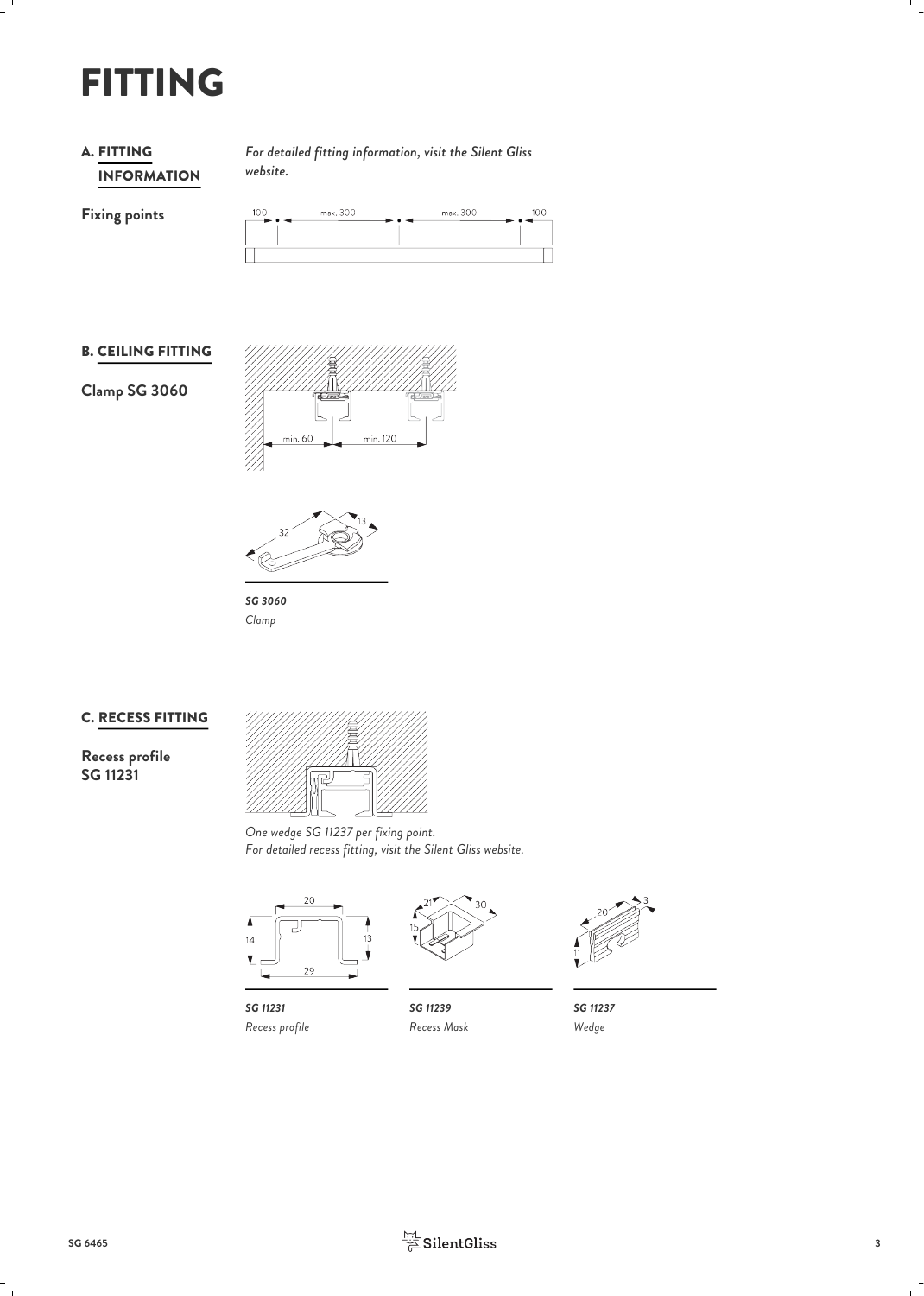# FITTING

## A. FITTING INFORMATION

*For detailed fitting information, visit the Silent Gliss website.*

**Fixing points**

100 max. 300 max. 300 100

## B. CEILING FITTING

**Clamp SG 3060**

min. 60 min. 120

32 13

***SG 3060***
*Clamp*

## C. RECESS FITTING

**Recess profile SG 11231**

*One wedge SG 11237 per fixing point.*
*For detailed recess fitting, visit the Silent Gliss website.*

20 14 13 29

***SG 11231***
*Recess profile*

21 30 15

***SG 11239***
*Recess Mask*

20 3 11

***SG 11237***
*Wedge*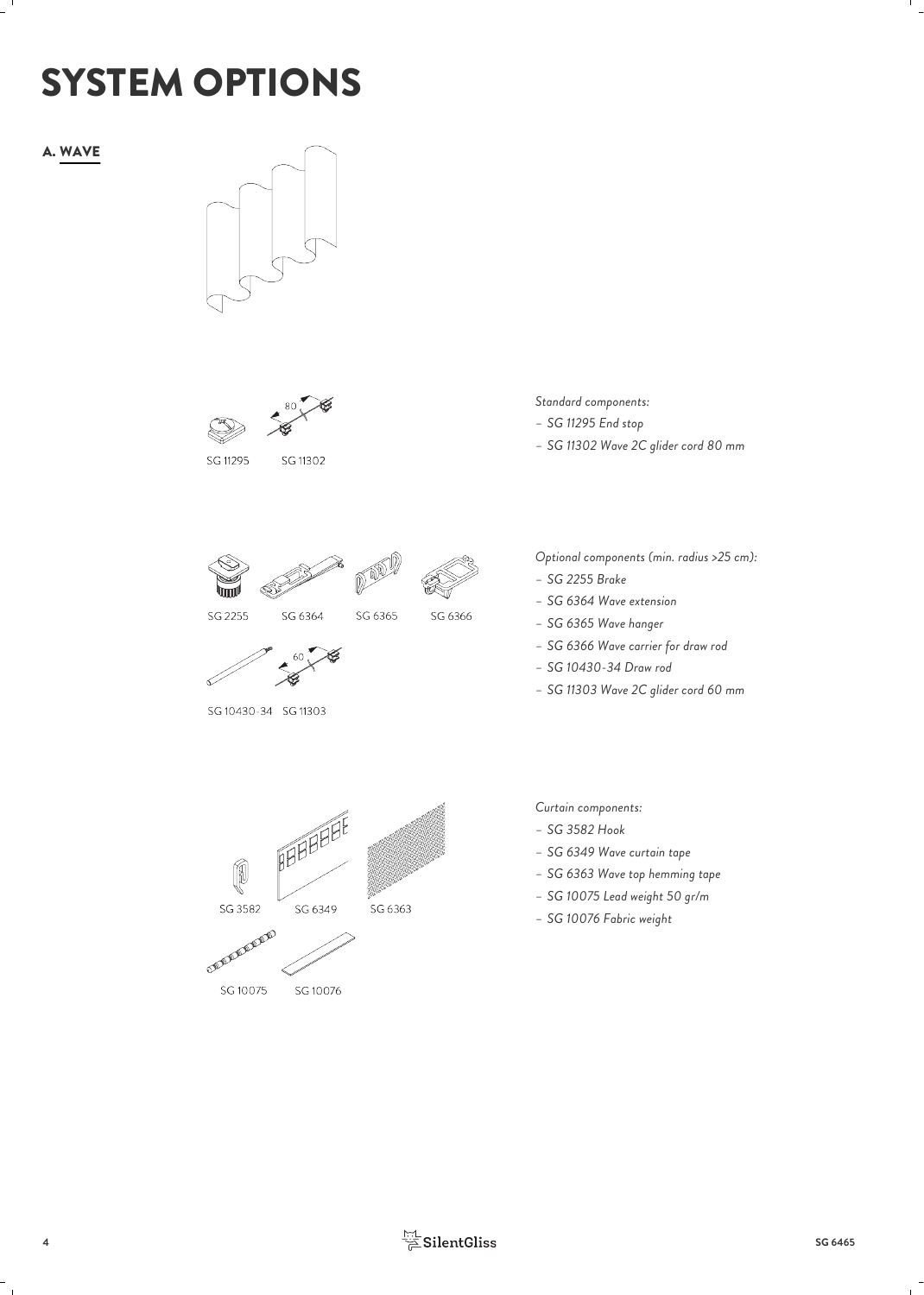# SYSTEM OPTIONS

## A. WAVE

SG 11295 SG 11302

*Standard components:*

- *SG 11295 End stop*
- *SG 11302 Wave 2C glider cord 80 mm*

SG 2255 SG 6364 SG 6365 SG 6366

SG 10430-34 SG 11303

*Optional components (min. radius >25 cm):*

- *SG 2255 Brake*
- *SG 6364 Wave extension*
- *SG 6365 Wave hanger*
- *SG 6366 Wave carrier for draw rod*
- *SG 10430-34 Draw rod*
- *SG 11303 Wave 2C glider cord 60 mm*

SG 3582 SG 6349 SG 6363

SG 10075 SG 10076

*Curtain components:*

- *SG 3582 Hook*
- *SG 6349 Wave curtain tape*
- *SG 6363 Wave top hemming tape*
- *SG 10075 Lead weight 50 gr/m*
- *SG 10076 Fabric weight*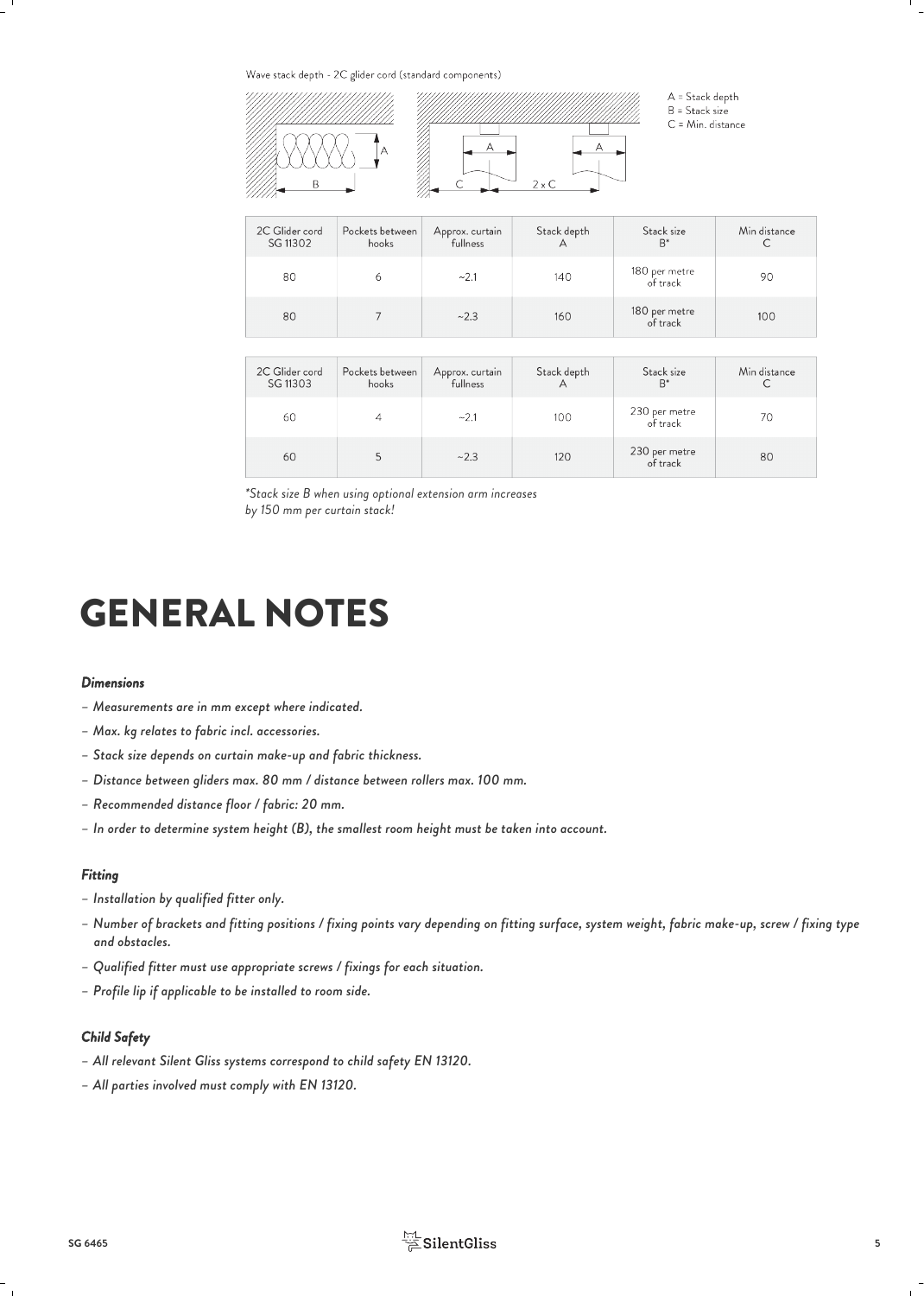Wave stack depth - 2C glider cord (standard components)

A = Stack depth
B = Stack size
C = Min. distance

| 2C Glider cord SG 11302 | Pockets between hooks | Approx. curtain fullness | Stack depth A | Stack size B* | Min distance C |
|---|---|---|---|---|---|
| 80 | 6 | ~2.1 | 140 | 180 per metre of track | 90 |
| 80 | 7 | ~2.3 | 160 | 180 per metre of track | 100 |

| 2C Glider cord SG 11303 | Pockets between hooks | Approx. curtain fullness | Stack depth A | Stack size B* | Min distance C |
|---|---|---|---|---|---|
| 60 | 4 | ~2.1 | 100 | 230 per metre of track | 70 |
| 60 | 5 | ~2.3 | 120 | 230 per metre of track | 80 |

*\*Stack size B when using optional extension arm increases by 150 mm per curtain stack!*

# GENERAL NOTES

### *Dimensions*

- *Measurements are in mm except where indicated.*
- *Max. kg relates to fabric incl. accessories.*
- *Stack size depends on curtain make-up and fabric thickness.*
- *Distance between gliders max. 80 mm / distance between rollers max. 100 mm.*
- *Recommended distance floor / fabric: 20 mm.*
- *In order to determine system height (B), the smallest room height must be taken into account.*

### *Fitting*

- *Installation by qualified fitter only.*
- *Number of brackets and fitting positions / fixing points vary depending on fitting surface, system weight, fabric make-up, screw / fixing type and obstacles.*
- *Qualified fitter must use appropriate screws / fixings for each situation.*
- *Profile lip if applicable to be installed to room side.*

### *Child Safety*

- *All relevant Silent Gliss systems correspond to child safety EN 13120.*
- *All parties involved must comply with EN 13120.*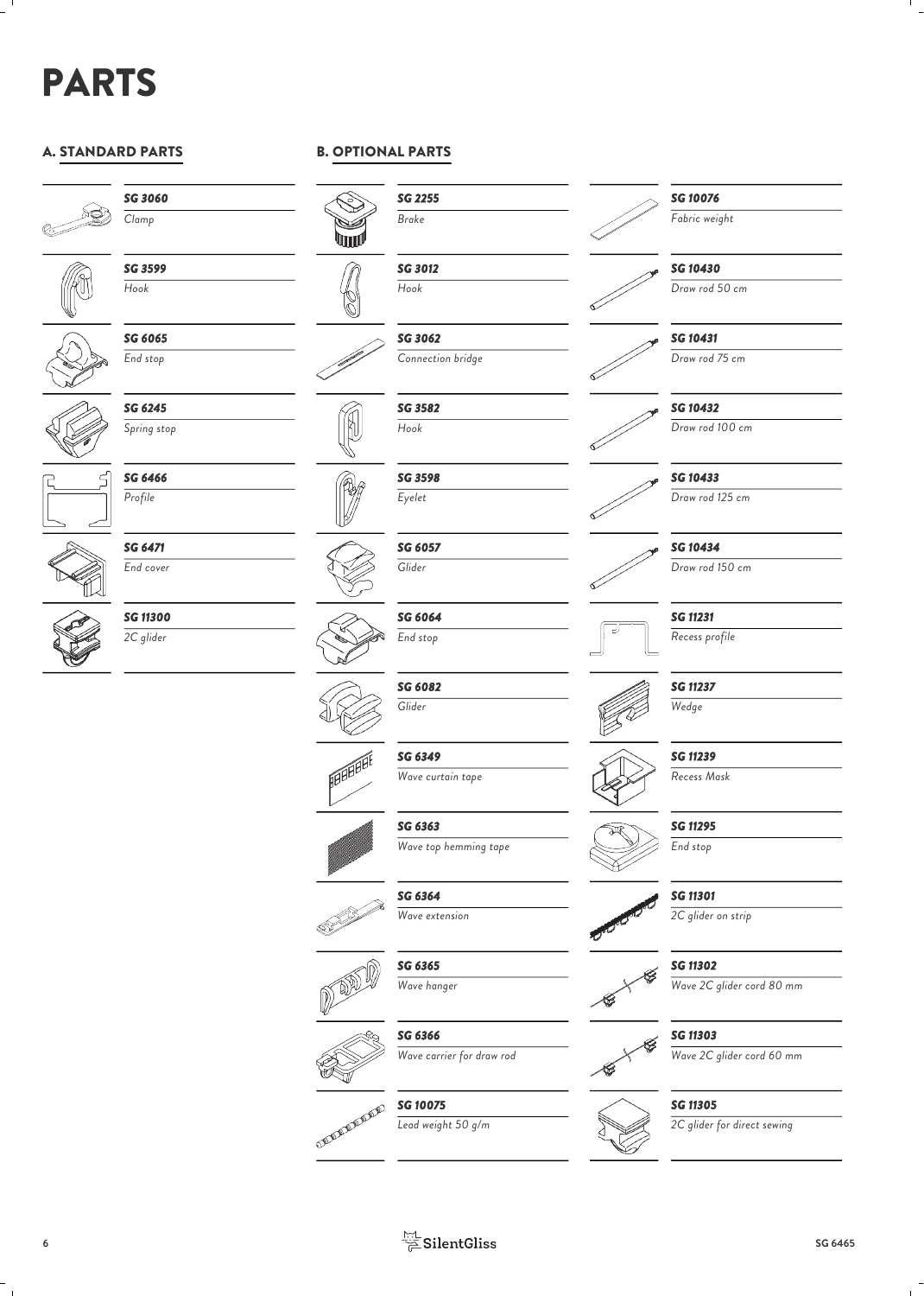# PARTS

## A. STANDARD PARTS

| Part no. | Description |
|---|---|
| ***SG 3060*** | *Clamp* |
| ***SG 3599*** | *Hook* |
| ***SG 6065*** | *End stop* |
| ***SG 6245*** | *Spring stop* |
| ***SG 6466*** | *Profile* |
| ***SG 6471*** | *End cover* |
| ***SG 11300*** | *2C glider* |

## B. OPTIONAL PARTS

| Part no. | Description |
|---|---|
| ***SG 2255*** | *Brake* |
| ***SG 3012*** | *Hook* |
| ***SG 3062*** | *Connection bridge* |
| ***SG 3582*** | *Hook* |
| ***SG 3598*** | *Eyelet* |
| ***SG 6057*** | *Glider* |
| ***SG 6064*** | *End stop* |
| ***SG 6082*** | *Glider* |
| ***SG 6349*** | *Wave curtain tape* |
| ***SG 6363*** | *Wave top hemming tape* |
| ***SG 6364*** | *Wave extension* |
| ***SG 6365*** | *Wave hanger* |
| ***SG 6366*** | *Wave carrier for draw rod* |
| ***SG 10075*** | *Lead weight 50 g/m* |
| ***SG 10076*** | *Fabric weight* |
| ***SG 10430*** | *Draw rod 50 cm* |
| ***SG 10431*** | *Draw rod 75 cm* |
| ***SG 10432*** | *Draw rod 100 cm* |
| ***SG 10433*** | *Draw rod 125 cm* |
| ***SG 10434*** | *Draw rod 150 cm* |
| ***SG 11231*** | *Recess profile* |
| ***SG 11237*** | *Wedge* |
| ***SG 11239*** | *Recess Mask* |
| ***SG 11295*** | *End stop* |
| ***SG 11301*** | *2C glider on strip* |
| ***SG 11302*** | *Wave 2C glider cord 80 mm* |
| ***SG 11303*** | *Wave 2C glider cord 60 mm* |
| ***SG 11305*** | *2C glider for direct sewing* |